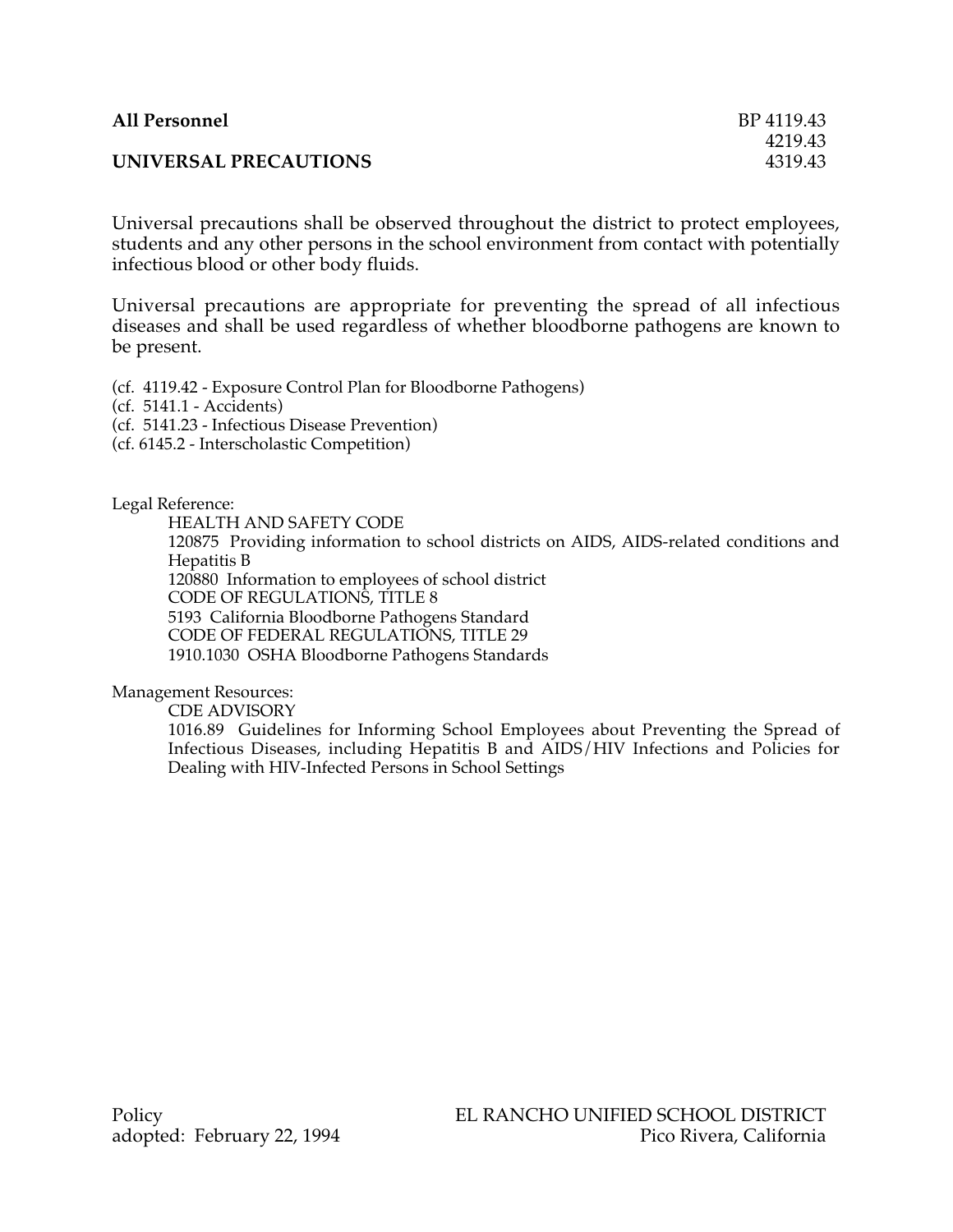**All Personnel** BP 4119.43
4219.43
**UNIVERSAL PRECAUTIONS** 4319.43

Universal precautions shall be observed throughout the district to protect employees, students and any other persons in the school environment from contact with potentially infectious blood or other body fluids.

Universal precautions are appropriate for preventing the spread of all infectious diseases and shall be used regardless of whether bloodborne pathogens are known to be present.

(cf. 4119.42 - Exposure Control Plan for Bloodborne Pathogens)
(cf. 5141.1 - Accidents)
(cf. 5141.23 - Infectious Disease Prevention)
(cf. 6145.2 - Interscholastic Competition)

Legal Reference:

HEALTH AND SAFETY CODE
120875 Providing information to school districts on AIDS, AIDS-related conditions and Hepatitis B
120880 Information to employees of school district
CODE OF REGULATIONS, TITLE 8
5193 California Bloodborne Pathogens Standard
CODE OF FEDERAL REGULATIONS, TITLE 29
1910.1030 OSHA Bloodborne Pathogens Standards

Management Resources:

CDE ADVISORY
1016.89 Guidelines for Informing School Employees about Preventing the Spread of Infectious Diseases, including Hepatitis B and AIDS/HIV Infections and Policies for Dealing with HIV-Infected Persons in School Settings

Policy
adopted: February 22, 1994

EL RANCHO UNIFIED SCHOOL DISTRICT
Pico Rivera, California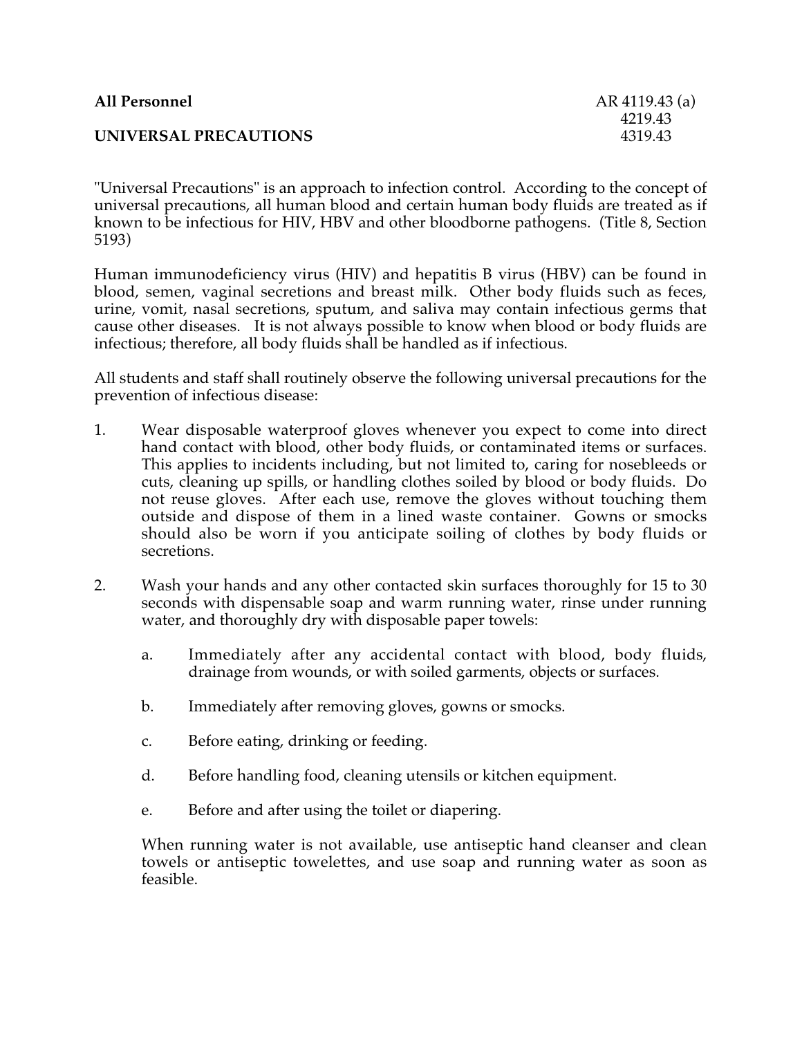**All Personnel** AR 4119.43 (a)
4219.43
**UNIVERSAL PRECAUTIONS** 4319.43

"Universal Precautions" is an approach to infection control. According to the concept of universal precautions, all human blood and certain human body fluids are treated as if known to be infectious for HIV, HBV and other bloodborne pathogens. (Title 8, Section 5193)

Human immunodeficiency virus (HIV) and hepatitis B virus (HBV) can be found in blood, semen, vaginal secretions and breast milk. Other body fluids such as feces, urine, vomit, nasal secretions, sputum, and saliva may contain infectious germs that cause other diseases. It is not always possible to know when blood or body fluids are infectious; therefore, all body fluids shall be handled as if infectious.

All students and staff shall routinely observe the following universal precautions for the prevention of infectious disease:

1. Wear disposable waterproof gloves whenever you expect to come into direct hand contact with blood, other body fluids, or contaminated items or surfaces. This applies to incidents including, but not limited to, caring for nosebleeds or cuts, cleaning up spills, or handling clothes soiled by blood or body fluids. Do not reuse gloves. After each use, remove the gloves without touching them outside and dispose of them in a lined waste container. Gowns or smocks should also be worn if you anticipate soiling of clothes by body fluids or secretions.

2. Wash your hands and any other contacted skin surfaces thoroughly for 15 to 30 seconds with dispensable soap and warm running water, rinse under running water, and thoroughly dry with disposable paper towels:

   a. Immediately after any accidental contact with blood, body fluids, drainage from wounds, or with soiled garments, objects or surfaces.

   b. Immediately after removing gloves, gowns or smocks.

   c. Before eating, drinking or feeding.

   d. Before handling food, cleaning utensils or kitchen equipment.

   e. Before and after using the toilet or diapering.

   When running water is not available, use antiseptic hand cleanser and clean towels or antiseptic towelettes, and use soap and running water as soon as feasible.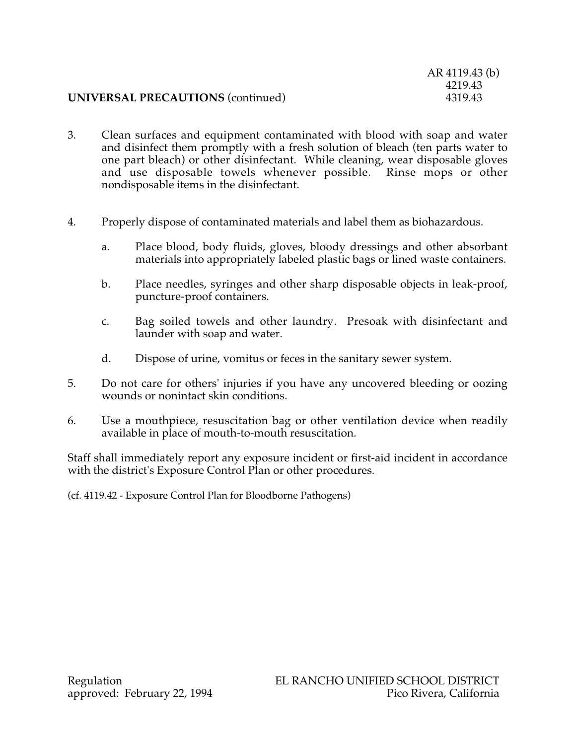3. Clean surfaces and equipment contaminated with blood with soap and water and disinfect them promptly with a fresh solution of bleach (ten parts water to one part bleach) or other disinfectant. While cleaning, wear disposable gloves and use disposable towels whenever possible. Rinse mops or other nondisposable items in the disinfectant.

4. Properly dispose of contaminated materials and label them as biohazardous.

   a. Place blood, body fluids, gloves, bloody dressings and other absorbant materials into appropriately labeled plastic bags or lined waste containers.

   b. Place needles, syringes and other sharp disposable objects in leak-proof, puncture-proof containers.

   c. Bag soiled towels and other laundry. Presoak with disinfectant and launder with soap and water.

   d. Dispose of urine, vomitus or feces in the sanitary sewer system.

5. Do not care for others' injuries if you have any uncovered bleeding or oozing wounds or nonintact skin conditions.

6. Use a mouthpiece, resuscitation bag or other ventilation device when readily available in place of mouth-to-mouth resuscitation.

Staff shall immediately report any exposure incident or first-aid incident in accordance with the district's Exposure Control Plan or other procedures.

(cf. 4119.42 - Exposure Control Plan for Bloodborne Pathogens)

Regulation
approved: February 22, 1994

EL RANCHO UNIFIED SCHOOL DISTRICT
Pico Rivera, California